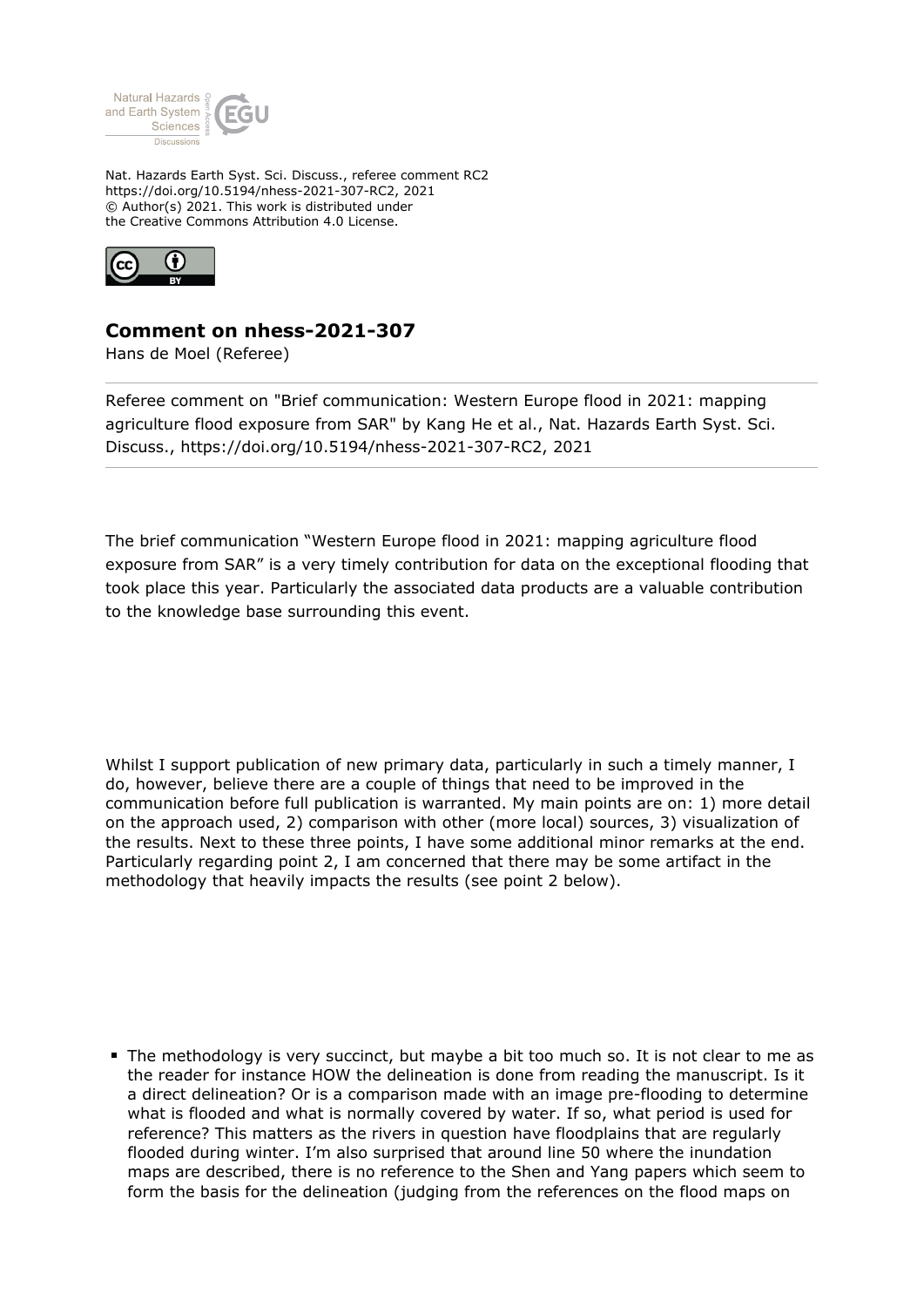Nat. Hazards Earth Syst. Sci. Discuss., referee comment RC2
https://doi.org/10.5194/nhess-2021-307-RC2, 2021
© Author(s) 2021. This work is distributed under
the Creative Commons Attribution 4.0 License.

## Comment on nhess-2021-307

Hans de Moel (Referee)

Referee comment on "Brief communication: Western Europe flood in 2021: mapping agriculture flood exposure from SAR" by Kang He et al., Nat. Hazards Earth Syst. Sci. Discuss., https://doi.org/10.5194/nhess-2021-307-RC2, 2021

---

The brief communication "Western Europe flood in 2021: mapping agriculture flood exposure from SAR" is a very timely contribution for data on the exceptional flooding that took place this year. Particularly the associated data products are a valuable contribution to the knowledge base surrounding this event.

Whilst I support publication of new primary data, particularly in such a timely manner, I do, however, believe there are a couple of things that need to be improved in the communication before full publication is warranted. My main points are on: 1) more detail on the approach used, 2) comparison with other (more local) sources, 3) visualization of the results. Next to these three points, I have some additional minor remarks at the end. Particularly regarding point 2, I am concerned that there may be some artifact in the methodology that heavily impacts the results (see point 2 below).

- The methodology is very succinct, but maybe a bit too much so. It is not clear to me as the reader for instance HOW the delineation is done from reading the manuscript. Is it a direct delineation? Or is a comparison made with an image pre-flooding to determine what is flooded and what is normally covered by water. If so, what period is used for reference? This matters as the rivers in question have floodplains that are regularly flooded during winter. I'm also surprised that around line 50 where the inundation maps are described, there is no reference to the Shen and Yang papers which seem to form the basis for the delineation (judging from the references on the flood maps on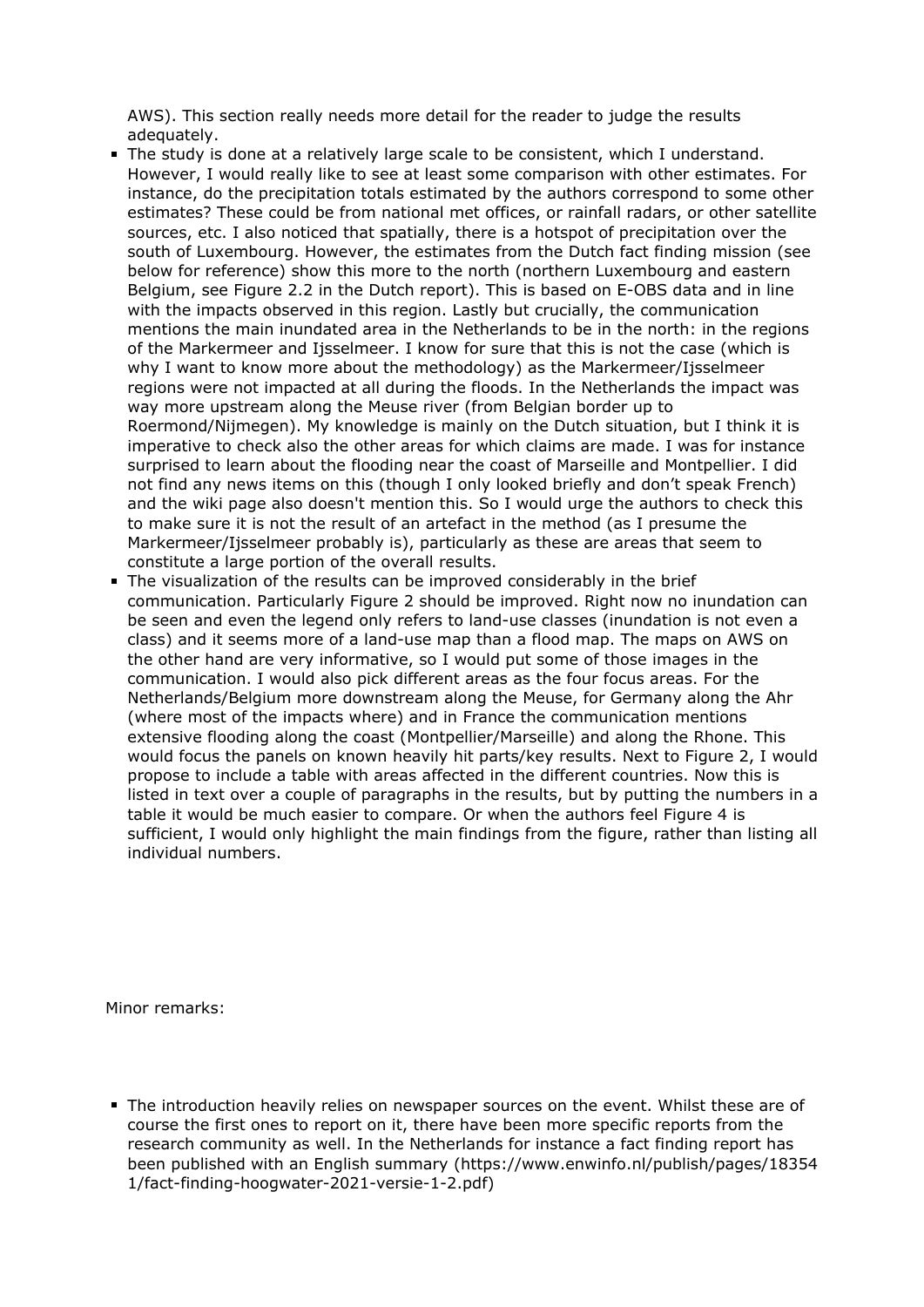AWS). This section really needs more detail for the reader to judge the results adequately.

- The study is done at a relatively large scale to be consistent, which I understand. However, I would really like to see at least some comparison with other estimates. For instance, do the precipitation totals estimated by the authors correspond to some other estimates? These could be from national met offices, or rainfall radars, or other satellite sources, etc. I also noticed that spatially, there is a hotspot of precipitation over the south of Luxembourg. However, the estimates from the Dutch fact finding mission (see below for reference) show this more to the north (northern Luxembourg and eastern Belgium, see Figure 2.2 in the Dutch report). This is based on E-OBS data and in line with the impacts observed in this region. Lastly but crucially, the communication mentions the main inundated area in the Netherlands to be in the north: in the regions of the Markermeer and Ijsselmeer. I know for sure that this is not the case (which is why I want to know more about the methodology) as the Markermeer/Ijsselmeer regions were not impacted at all during the floods. In the Netherlands the impact was way more upstream along the Meuse river (from Belgian border up to Roermond/Nijmegen). My knowledge is mainly on the Dutch situation, but I think it is imperative to check also the other areas for which claims are made. I was for instance surprised to learn about the flooding near the coast of Marseille and Montpellier. I did not find any news items on this (though I only looked briefly and don't speak French) and the wiki page also doesn't mention this. So I would urge the authors to check this to make sure it is not the result of an artefact in the method (as I presume the Markermeer/Ijsselmeer probably is), particularly as these are areas that seem to constitute a large portion of the overall results.
- The visualization of the results can be improved considerably in the brief communication. Particularly Figure 2 should be improved. Right now no inundation can be seen and even the legend only refers to land-use classes (inundation is not even a class) and it seems more of a land-use map than a flood map. The maps on AWS on the other hand are very informative, so I would put some of those images in the communication. I would also pick different areas as the four focus areas. For the Netherlands/Belgium more downstream along the Meuse, for Germany along the Ahr (where most of the impacts where) and in France the communication mentions extensive flooding along the coast (Montpellier/Marseille) and along the Rhone. This would focus the panels on known heavily hit parts/key results. Next to Figure 2, I would propose to include a table with areas affected in the different countries. Now this is listed in text over a couple of paragraphs in the results, but by putting the numbers in a table it would be much easier to compare. Or when the authors feel Figure 4 is sufficient, I would only highlight the main findings from the figure, rather than listing all individual numbers.

Minor remarks:

- The introduction heavily relies on newspaper sources on the event. Whilst these are of course the first ones to report on it, there have been more specific reports from the research community as well. In the Netherlands for instance a fact finding report has been published with an English summary (https://www.enwinfo.nl/publish/pages/183541/fact-finding-hoogwater-2021-versie-1-2.pdf)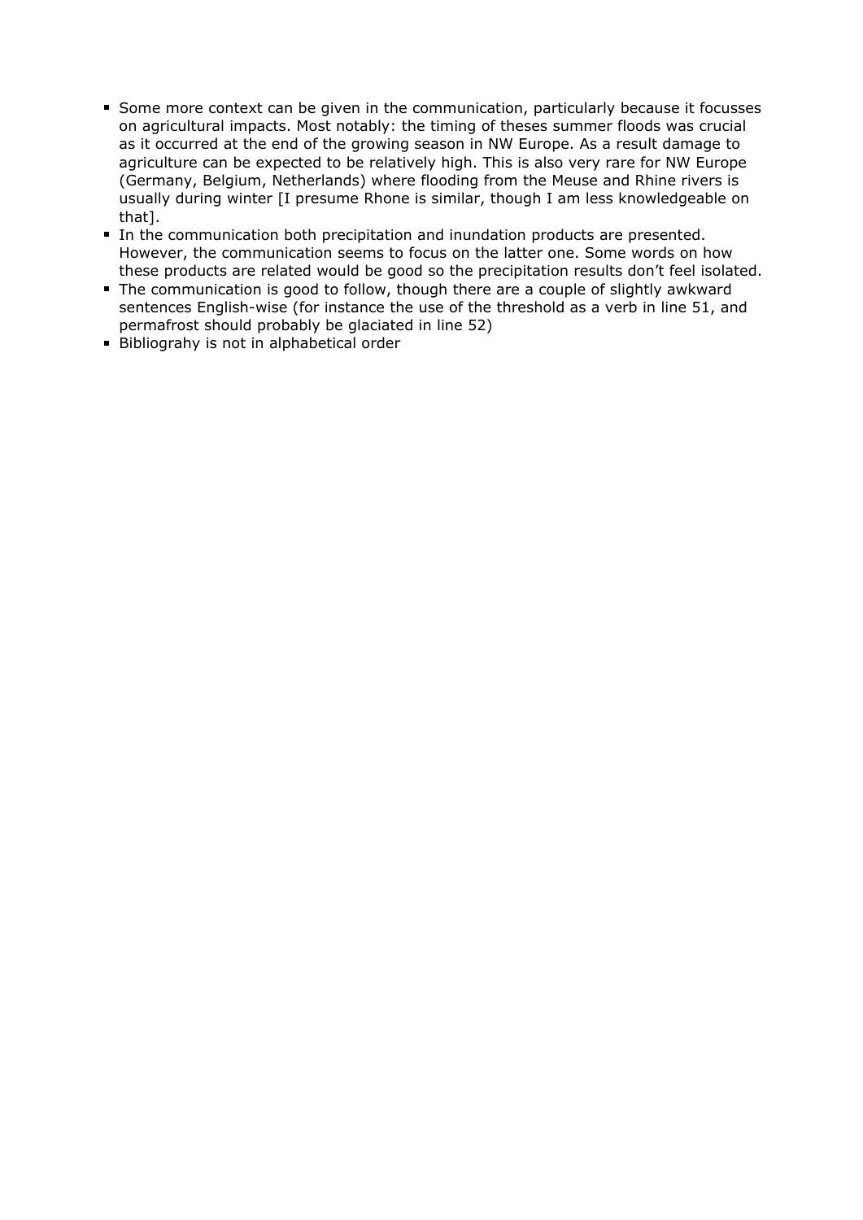- Some more context can be given in the communication, particularly because it focusses on agricultural impacts. Most notably: the timing of theses summer floods was crucial as it occurred at the end of the growing season in NW Europe. As a result damage to agriculture can be expected to be relatively high. This is also very rare for NW Europe (Germany, Belgium, Netherlands) where flooding from the Meuse and Rhine rivers is usually during winter [I presume Rhone is similar, though I am less knowledgeable on that].
- In the communication both precipitation and inundation products are presented. However, the communication seems to focus on the latter one. Some words on how these products are related would be good so the precipitation results don't feel isolated.
- The communication is good to follow, though there are a couple of slightly awkward sentences English-wise (for instance the use of the threshold as a verb in line 51, and permafrost should probably be glaciated in line 52)
- Bibliograhy is not in alphabetical order